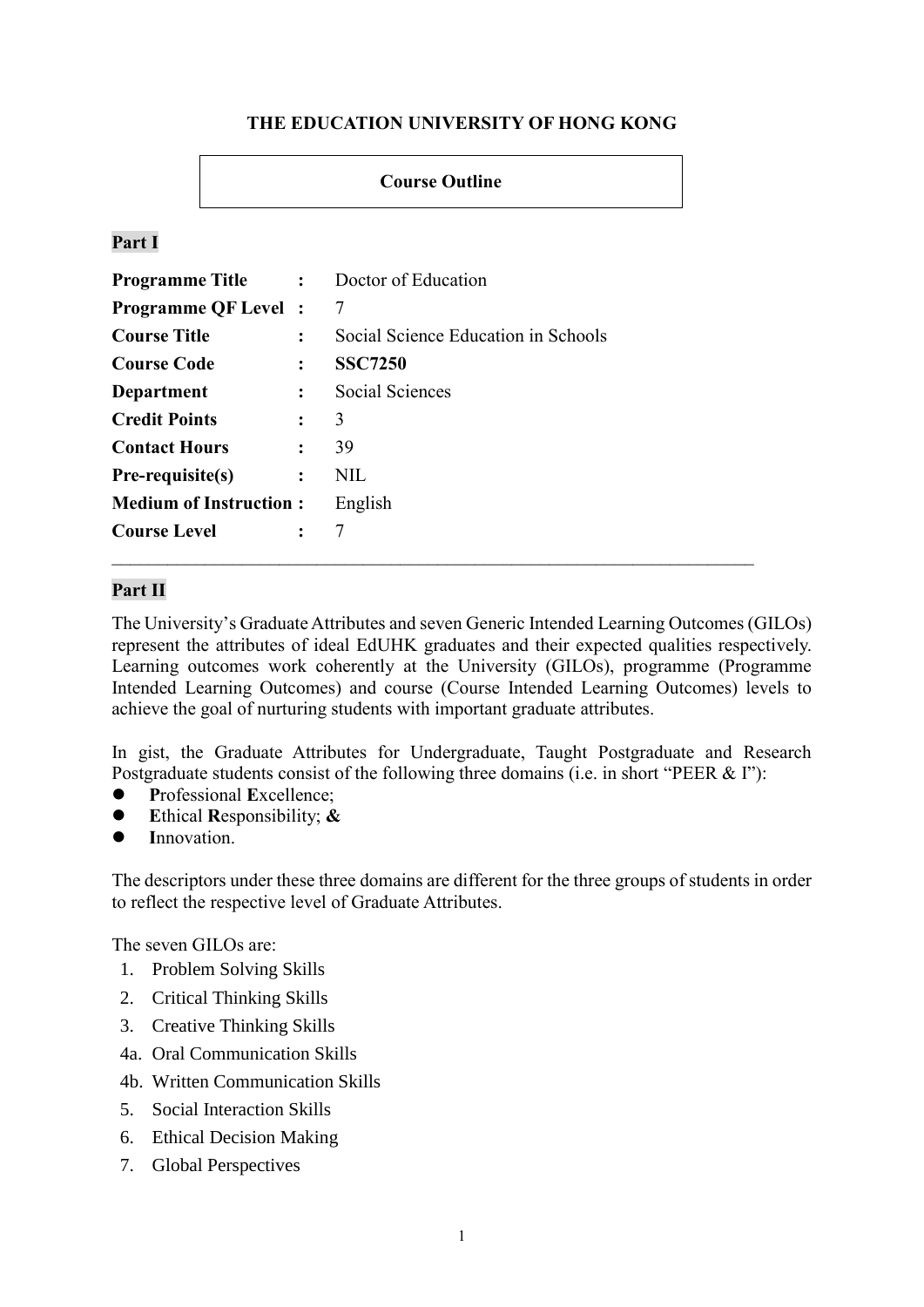**THE EDUCATION UNIVERSITY OF HONG KONG**

**Course Outline**

## Part I

| | | |
|---|---|---|
| **Programme Title** | : | Doctor of Education |
| **Programme QF Level** | : | 7 |
| **Course Title** | : | Social Science Education in Schools |
| **Course Code** | : | **SSC7250** |
| **Department** | : | Social Sciences |
| **Credit Points** | : | 3 |
| **Contact Hours** | : | 39 |
| **Pre-requisite(s)** | : | NIL |
| **Medium of Instruction** | : | English |
| **Course Level** | : | 7 |

---

## Part II

The University's Graduate Attributes and seven Generic Intended Learning Outcomes (GILOs) represent the attributes of ideal EdUHK graduates and their expected qualities respectively. Learning outcomes work coherently at the University (GILOs), programme (Programme Intended Learning Outcomes) and course (Course Intended Learning Outcomes) levels to achieve the goal of nurturing students with important graduate attributes.

In gist, the Graduate Attributes for Undergraduate, Taught Postgraduate and Research Postgraduate students consist of the following three domains (i.e. in short "PEER & I"):

- **P**rofessional **E**xcellence;
- **E**thical **R**esponsibility; **&**
- **I**nnovation.

The descriptors under these three domains are different for the three groups of students in order to reflect the respective level of Graduate Attributes.

The seven GILOs are:

1. Problem Solving Skills
2. Critical Thinking Skills
3. Creative Thinking Skills

4a. Oral Communication Skills

4b. Written Communication Skills

5. Social Interaction Skills
6. Ethical Decision Making
7. Global Perspectives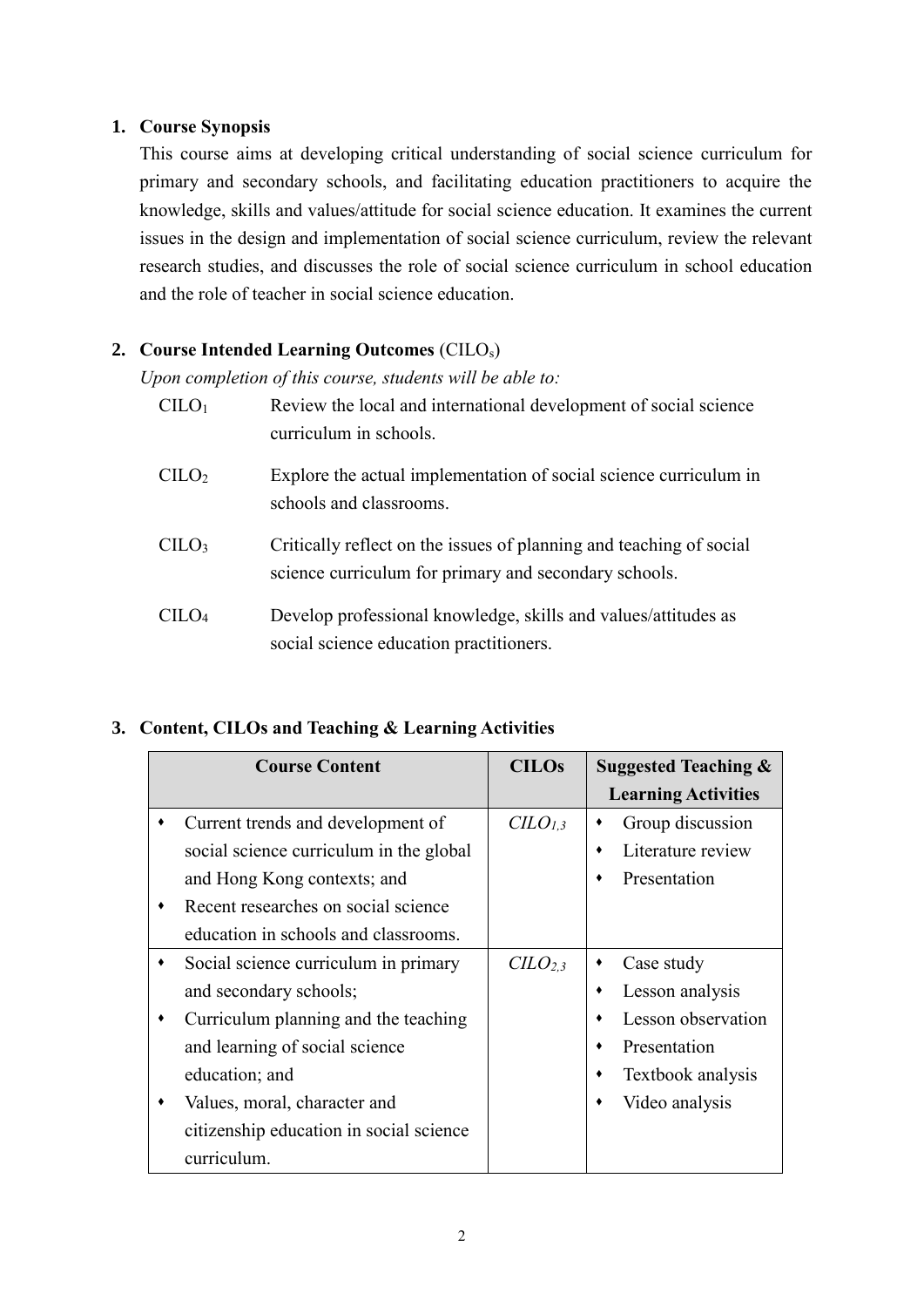## 1. Course Synopsis

This course aims at developing critical understanding of social science curriculum for primary and secondary schools, and facilitating education practitioners to acquire the knowledge, skills and values/attitude for social science education. It examines the current issues in the design and implementation of social science curriculum, review the relevant research studies, and discusses the role of social science curriculum in school education and the role of teacher in social science education.

## 2. Course Intended Learning Outcomes (CILO$_s$)

*Upon completion of this course, students will be able to:*

| | |
|---|---|
| CILO$_1$ | Review the local and international development of social science curriculum in schools. |
| CILO$_2$ | Explore the actual implementation of social science curriculum in schools and classrooms. |
| CILO$_3$ | Critically reflect on the issues of planning and teaching of social science curriculum for primary and secondary schools. |
| CILO$_4$ | Develop professional knowledge, skills and values/attitudes as social science education practitioners. |

## 3. Content, CILOs and Teaching & Learning Activities

| Course Content | CILOs | Suggested Teaching & Learning Activities |
|---|---|---|
| • Current trends and development of social science curriculum in the global and Hong Kong contexts; and<br>• Recent researches on social science education in schools and classrooms. | *CILO$_{1,3}$* | • Group discussion<br>• Literature review<br>• Presentation |
| • Social science curriculum in primary and secondary schools;<br>• Curriculum planning and the teaching and learning of social science education; and<br>• Values, moral, character and citizenship education in social science curriculum. | *CILO$_{2,3}$* | • Case study<br>• Lesson analysis<br>• Lesson observation<br>• Presentation<br>• Textbook analysis<br>• Video analysis |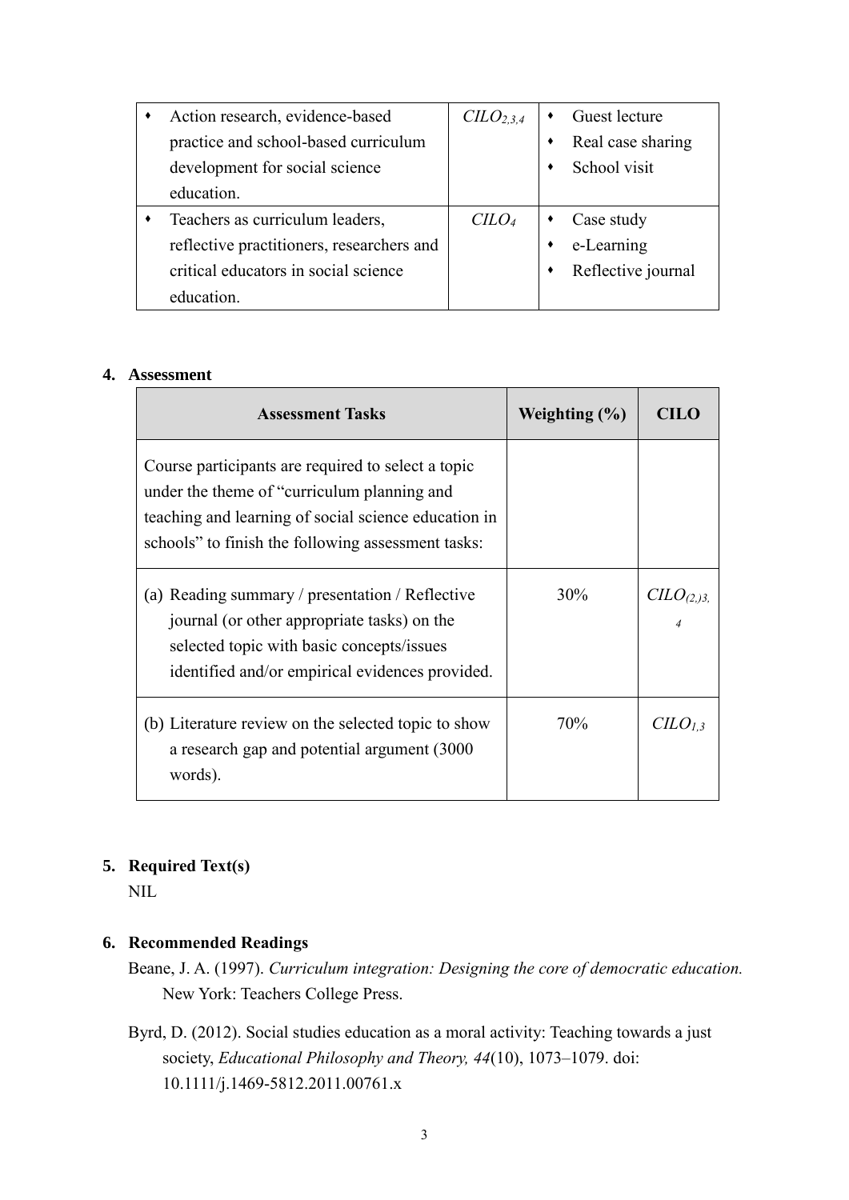| | | |
|---|---|---|
| • Action research, evidence-based practice and school-based curriculum development for social science education. | $CILO_{2,3,4}$ | • Guest lecture<br>• Real case sharing<br>• School visit |
| • Teachers as curriculum leaders, reflective practitioners, researchers and critical educators in social science education. | $CILO_4$ | • Case study<br>• e-Learning<br>• Reflective journal |

## 4. Assessment

| Assessment Tasks | Weighting (%) | CILO |
|---|---|---|
| Course participants are required to select a topic under the theme of "curriculum planning and teaching and learning of social science education in schools" to finish the following assessment tasks: | | |
| (a) Reading summary / presentation / Reflective journal (or other appropriate tasks) on the selected topic with basic concepts/issues identified and/or empirical evidences provided. | 30% | $CILO_{(2,)3,4}$ |
| (b) Literature review on the selected topic to show a research gap and potential argument (3000 words). | 70% | $CILO_{1,3}$ |

## 5. Required Text(s)

NIL

## 6. Recommended Readings

Beane, J. A. (1997). *Curriculum integration: Designing the core of democratic education.* New York: Teachers College Press.

Byrd, D. (2012). Social studies education as a moral activity: Teaching towards a just society, *Educational Philosophy and Theory, 44*(10), 1073–1079. doi: 10.1111/j.1469-5812.2011.00761.x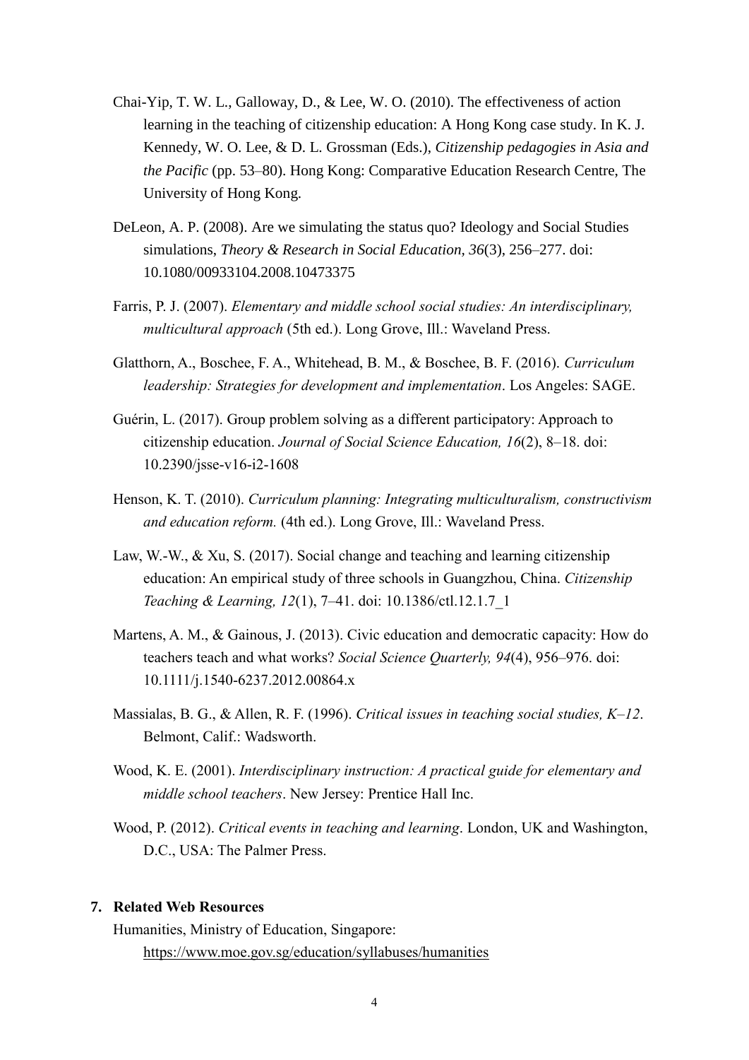Chai-Yip, T. W. L., Galloway, D., & Lee, W. O. (2010). The effectiveness of action learning in the teaching of citizenship education: A Hong Kong case study. In K. J. Kennedy, W. O. Lee, & D. L. Grossman (Eds.), *Citizenship pedagogies in Asia and the Pacific* (pp. 53–80). Hong Kong: Comparative Education Research Centre, The University of Hong Kong.

DeLeon, A. P. (2008). Are we simulating the status quo? Ideology and Social Studies simulations, *Theory & Research in Social Education, 36*(3), 256–277. doi: 10.1080/00933104.2008.10473375

Farris, P. J. (2007). *Elementary and middle school social studies: An interdisciplinary, multicultural approach* (5th ed.). Long Grove, Ill.: Waveland Press.

Glatthorn, A., Boschee, F. A., Whitehead, B. M., & Boschee, B. F. (2016). *Curriculum leadership: Strategies for development and implementation*. Los Angeles: SAGE.

Guérin, L. (2017). Group problem solving as a different participatory: Approach to citizenship education. *Journal of Social Science Education, 16*(2), 8–18. doi: 10.2390/jsse-v16-i2-1608

Henson, K. T. (2010). *Curriculum planning: Integrating multiculturalism, constructivism and education reform.* (4th ed.). Long Grove, Ill.: Waveland Press.

Law, W.-W., & Xu, S. (2017). Social change and teaching and learning citizenship education: An empirical study of three schools in Guangzhou, China. *Citizenship Teaching & Learning, 12*(1), 7–41. doi: 10.1386/ctl.12.1.7_1

Martens, A. M., & Gainous, J. (2013). Civic education and democratic capacity: How do teachers teach and what works? *Social Science Quarterly, 94*(4), 956–976. doi: 10.1111/j.1540-6237.2012.00864.x

Massialas, B. G., & Allen, R. F. (1996). *Critical issues in teaching social studies, K–12*. Belmont, Calif.: Wadsworth.

Wood, K. E. (2001). *Interdisciplinary instruction: A practical guide for elementary and middle school teachers*. New Jersey: Prentice Hall Inc.

Wood, P. (2012). *Critical events in teaching and learning*. London, UK and Washington, D.C., USA: The Palmer Press.

## 7. Related Web Resources

Humanities, Ministry of Education, Singapore:
https://www.moe.gov.sg/education/syllabuses/humanities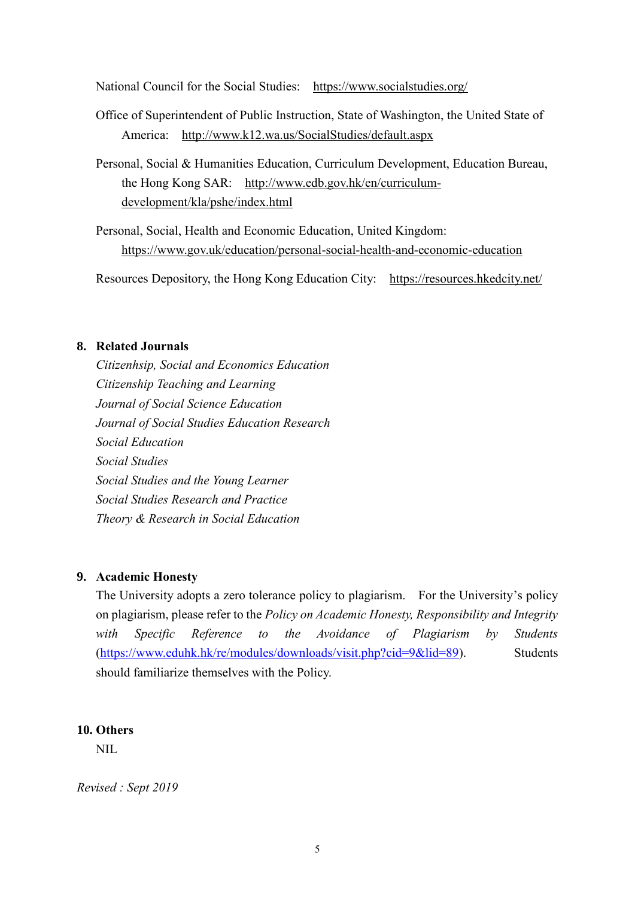National Council for the Social Studies: https://www.socialstudies.org/

Office of Superintendent of Public Instruction, State of Washington, the United State of America: http://www.k12.wa.us/SocialStudies/default.aspx

Personal, Social & Humanities Education, Curriculum Development, Education Bureau, the Hong Kong SAR: http://www.edb.gov.hk/en/curriculum-development/kla/pshe/index.html

Personal, Social, Health and Economic Education, United Kingdom: https://www.gov.uk/education/personal-social-health-and-economic-education

Resources Depository, the Hong Kong Education City: https://resources.hkedcity.net/

## 8. Related Journals

*Citizenhsip, Social and Economics Education*
*Citizenship Teaching and Learning*
*Journal of Social Science Education*
*Journal of Social Studies Education Research*
*Social Education*
*Social Studies*
*Social Studies and the Young Learner*
*Social Studies Research and Practice*
*Theory & Research in Social Education*

## 9. Academic Honesty

The University adopts a zero tolerance policy to plagiarism. For the University's policy on plagiarism, please refer to the *Policy on Academic Honesty, Responsibility and Integrity with Specific Reference to the Avoidance of Plagiarism by Students* (https://www.eduhk.hk/re/modules/downloads/visit.php?cid=9&lid=89). Students should familiarize themselves with the Policy.

## 10. Others

NIL

*Revised : Sept 2019*